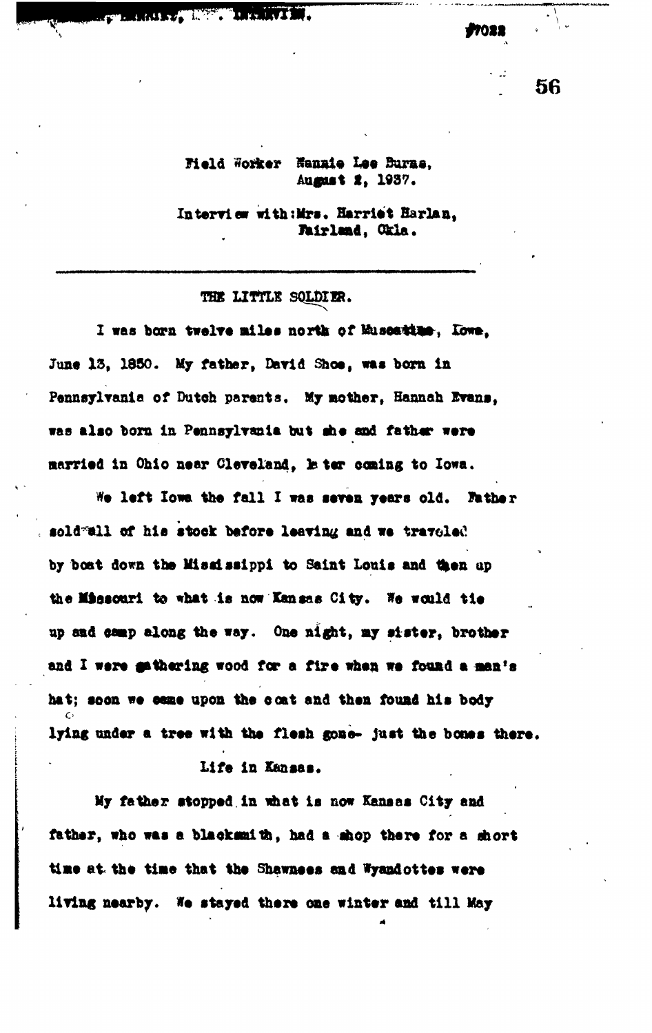Field Worker Nannie Lee Burns,
August 2, 1937.

Interview with: Mrs. Harriet Harlan,
Fairland, Okla.

---

## THE LITTLE SOLDIER.

I was born twelve miles north of Muscatine, Iowa, June 13, 1850. My father, David Shoe, was born in Pennsylvania of Dutch parents. My mother, Hannah Evans, was also born in Pennsylvania but she and father were married in Ohio near Cleveland, later coming to Iowa.

We left Iowa the fall I was seven years old. Father sold all of his stock before leaving and we traveled by boat down the Mississippi to Saint Louis and then up the Missouri to what is now Kansas City. We would tie up and camp along the way. One night, my sister, brother and I were gathering wood for a fire when we found a man's hat; soon we came upon the coat and then found his body lying under a tree with the flesh gone- just the bones there.

### Life in Kansas.

My father stopped in what is now Kansas City and father, who was a blacksmith, had a shop there for a short time at the time that the Shawnees and Wyandottes were living nearby. We stayed there one winter and till May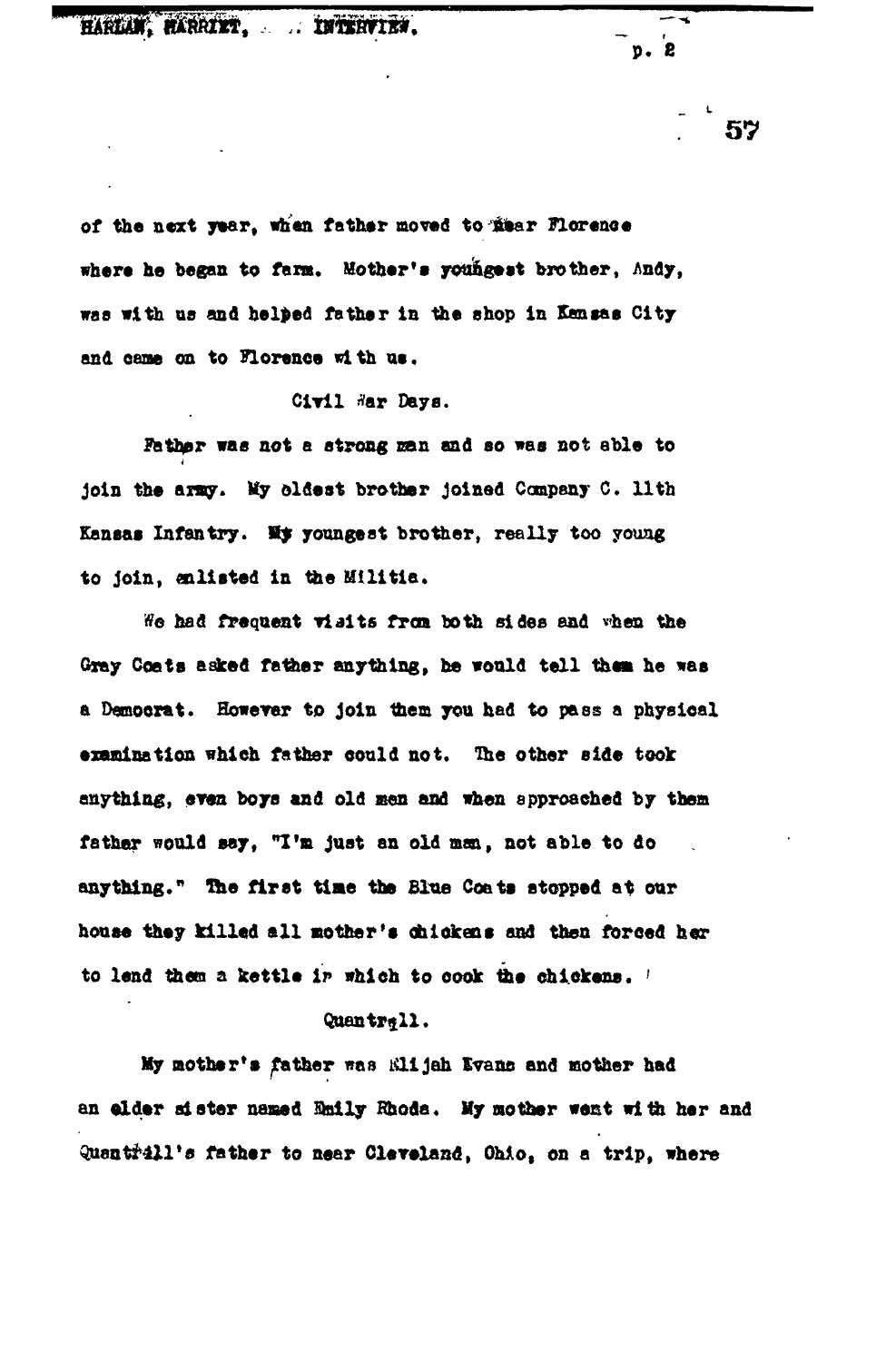of the next year, when father moved to near Florence where he began to farm. Mother's youngest brother, Andy, was with us and helped father in the shop in Kansas City and came on to Florence with us.

## Civil War Days.

Father was not a strong man and so was not able to join the army. My oldest brother joined Company C. 11th Kansas Infantry. My youngest brother, really too young to join, enlisted in the Militia.

We had frequent visits from both sides and when the Gray Coats asked father anything, he would tell them he was a Democrat. However to join them you had to pass a physical examination which father could not. The other side took anything, even boys and old men and when approached by them father would say, "I'm just an old man, not able to do anything." The first time the Blue Coats stopped at our house they killed all mother's chickens and then forced her to lend them a kettle in which to cook the chickens.

## Quantrell.

My mother's father was Elijah Evans and mother had an elder sister named Emily Rhoda. My mother went with her and Quantrill's father to near Cleveland, Ohio, on a trip, where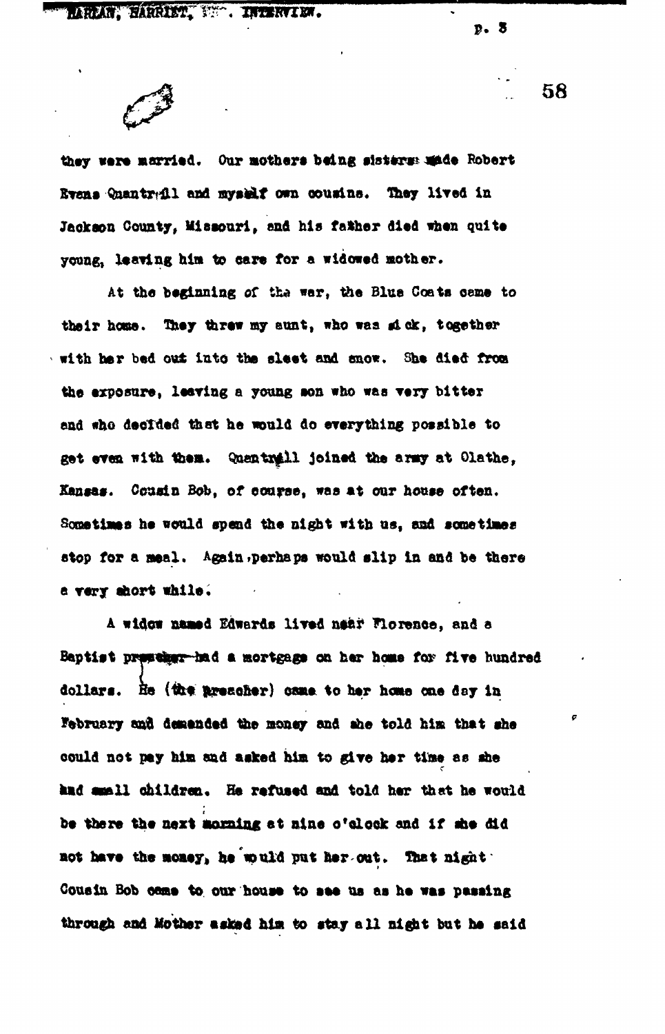they were married. Our mothers being sisters made Robert Evans Quantrill and myself own cousins. They lived in Jackson County, Missouri, and his father died when quite young, leaving him to care for a widowed mother.

At the beginning of the war, the Blue Coats came to their home. They threw my aunt, who was sick, together with her bed out into the sleet and snow. She died from the exposure, leaving a young son who was very bitter and who decided that he would do everything possible to get even with them. Quantrill joined the army at Olathe, Kansas. Cousin Bob, of course, was at our house often. Sometimes he would spend the night with us, and sometimes stop for a meal. Again, perhaps would slip in and be there a very short while.

A widow named Edwards lived near Florence, and a Baptist preacher had a mortgage on her home for five hundred dollars. He (the preacher) came to her home one day in February and demanded the money and she told him that she could not pay him and asked him to give her time as she had small children. He refused and told her that he would be there the next morning at nine o'clock and if she did not have the money, he would put her out. That night Cousin Bob came to our house to see us as he was passing through and Mother asked him to stay all night but he said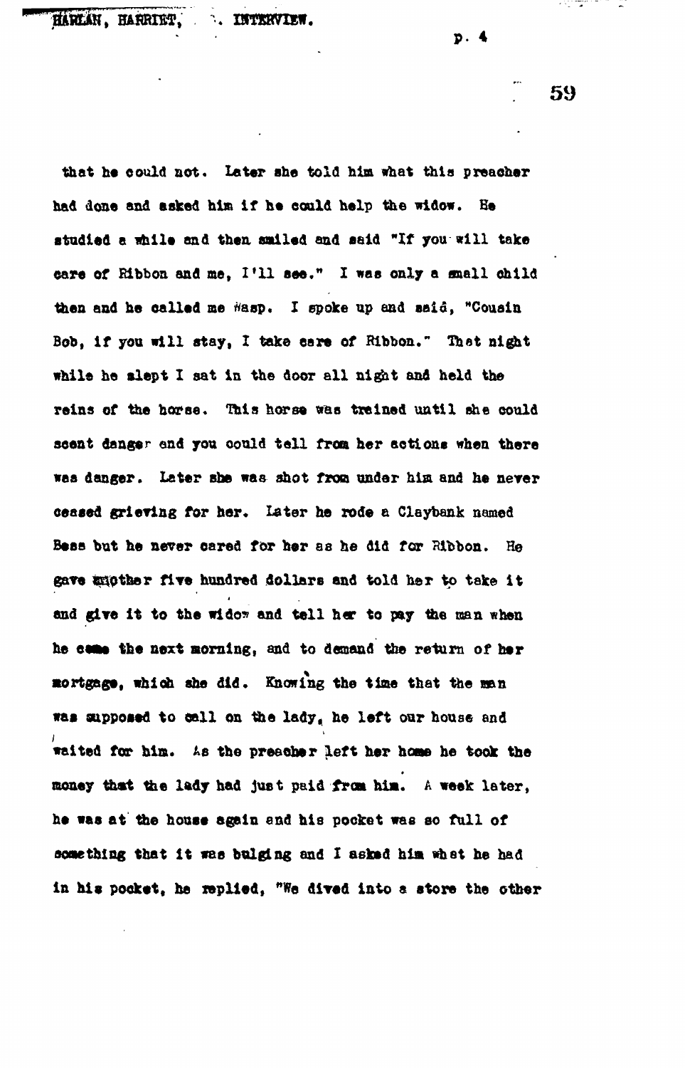that he could not. Later she told him what this preacher had done and asked him if he could help the widow. He studied a while and then smiled and said "If you will take care of Ribbon and me, I'll see." I was only a small child then and he called me Wasp. I spoke up and said, "Cousin Bob, if you will stay, I take care of Ribbon." That night while he slept I sat in the door all night and held the reins of the horse. This horse was trained until she could scent danger and you could tell from her actions when there was danger. Later she was shot from under him and he never ceased grieving for her. Later he rode a Claybank named Bess but he never cared for her as he did for Ribbon. He gave mother five hundred dollars and told her to take it and give it to the widow and tell her to pay the man when he came the next morning, and to demand the return of her mortgage, which she did. Knowing the time that the man was supposed to call on the lady, he left our house and waited for him. As the preacher left her home he took the money that the lady had just paid from him. A week later, he was at the house again and his pocket was so full of something that it was bulging and I asked him what he had in his pocket, he replied, "We dived into a store the other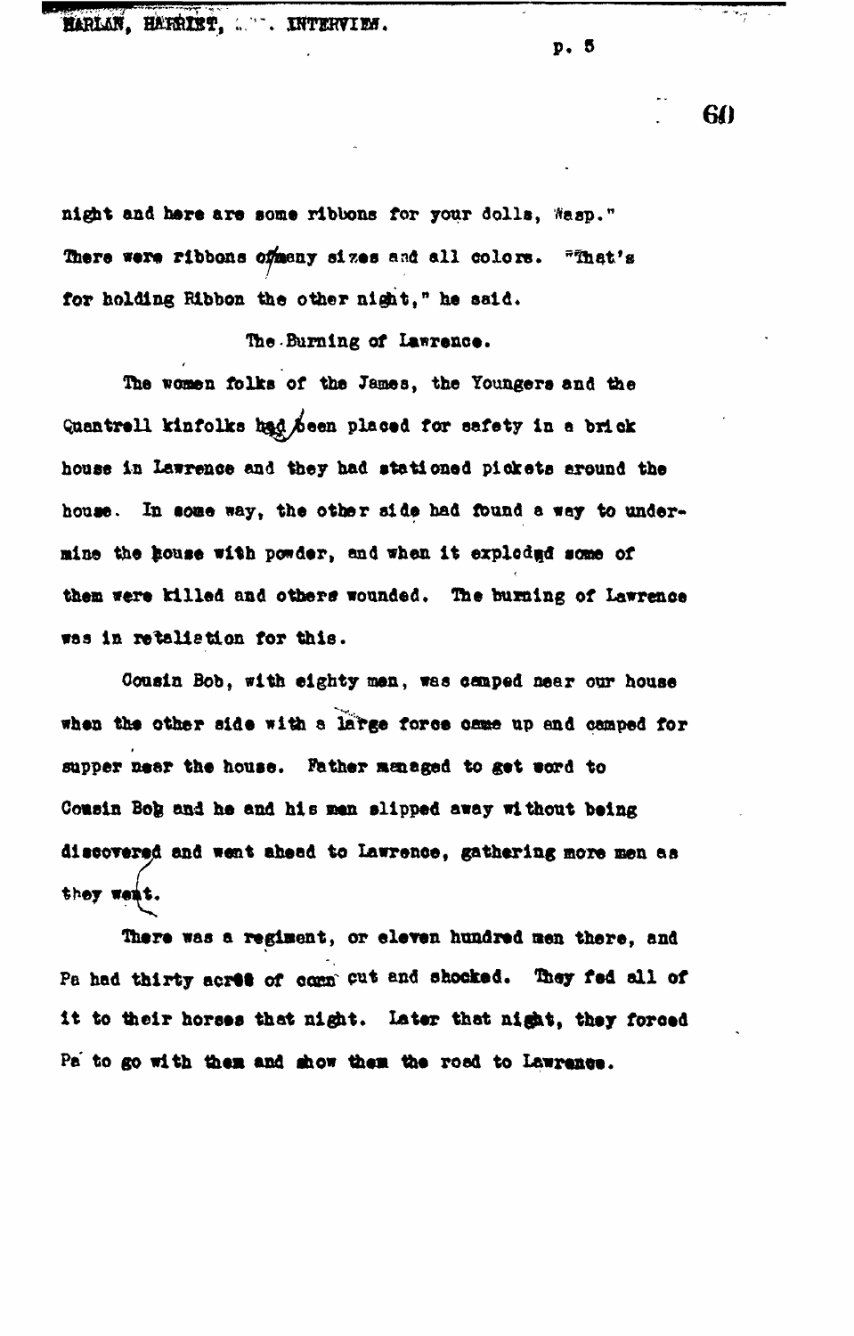night and here are some ribbons for your dolls, Wasp." There were ribbons of many sizes and all colors. "That's for holding Ribbon the other night," he said.

## The Burning of Lawrence.

The women folks of the James, the Youngers and the Quantrell kinfolks had been placed for safety in a brick house in Lawrence and they had stationed pickets around the house. In some way, the other side had found a way to undermine the house with powder, and when it exploded some of them were killed and others wounded. The burning of Lawrence was in retaliation for this.

Cousin Bob, with eighty men, was camped near our house when the other side with a large force came up and camped for supper near the house. Father managed to get word to Cousin Bob and he and his men slipped away without being discovered and went ahead to Lawrence, gathering more men as they went.

There was a regiment, or eleven hundred men there, and Pa had thirty acres of corn cut and shocked. They fed all of it to their horses that night. Later that night, they forced Pa to go with them and show them the road to Lawrence.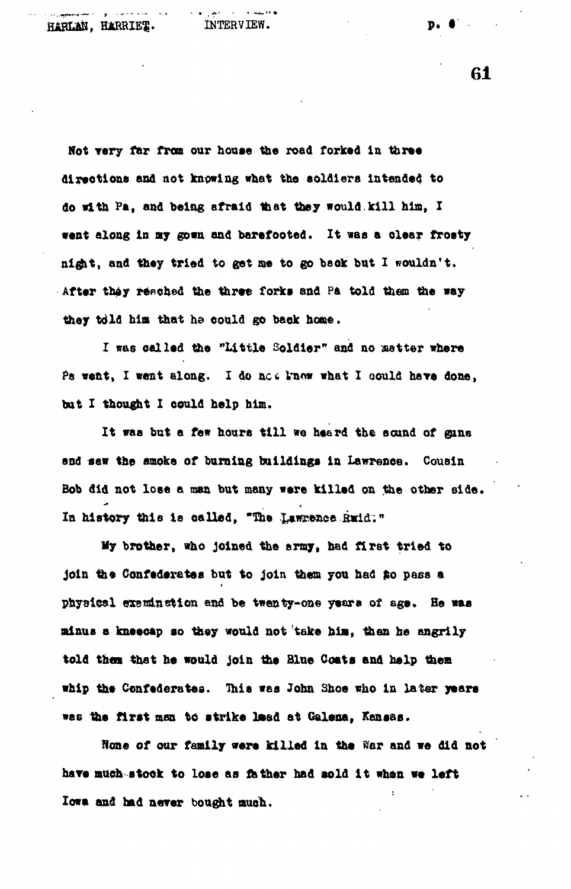Not very far from our house the road forked in three directions and not knowing what the soldiers intended to do with Pa, and being afraid that they would kill him, I went along in my gown and barefooted. It was a clear frosty night, and they tried to get me to go back but I wouldn't. After they reached the three forks and Pa told them the way they told him that he could go back home.

I was called the "Little Soldier" and no matter where Pa went, I went along. I do not know what I could have done, but I thought I could help him.

It was but a few hours till we heard the sound of guns and saw the smoke of burning buildings in Lawrence. Cousin Bob did not lose a man but many were killed on the other side. In history this is called, "The Lawrence Raid."

My brother, who joined the army, had first tried to join the Confederates but to join them you had to pass a physical examination and be twenty-one years of age. He was minus a kneecap so they would not take him, then he angrily told them that he would join the Blue Coats and help them whip the Confederates. This was John Shoe who in later years was the first man to strike lead at Galena, Kansas.

None of our family were killed in the War and we did not have much stock to lose as father had sold it when we left Iowa and had never bought much.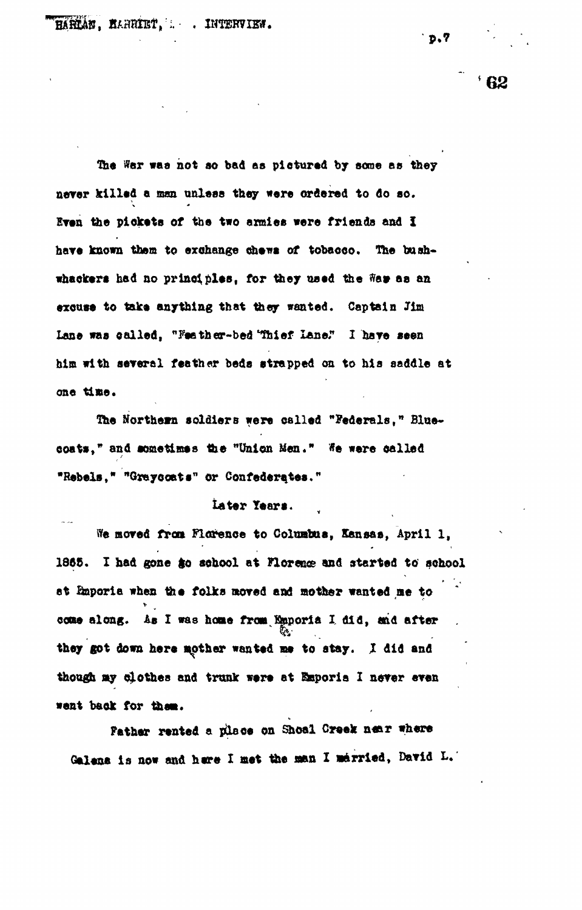The War was not so bad as pictured by some as they never killed a man unless they were ordered to do so. Even the pickets of the two armies were friends and I have known them to exchange chews of tobacco. The bushwhackers had no principles, for they used the War as an excuse to take anything that they wanted. Captain Jim Lane was called, "Feather-bed Thief Lane." I have seen him with several feather beds strapped on to his saddle at one time.

The Northern soldiers were called "Federals," Bluecoats," and sometimes the "Union Men." We were called "Rebels," "Graycoats" or Confederates."

## Later Years.

We moved from Florence to Columbus, Kansas, April 1, 1865. I had gone to school at Florence and started to school at Emporia when the folks moved and mother wanted me to come along. As I was home from Emporia I did, and after they got down here mother wanted me to stay. I did and though my clothes and trunk were at Emporia I never even went back for them.

Father rented a place on Shoal Creek near where Galena is now and here I met the man I married, David L.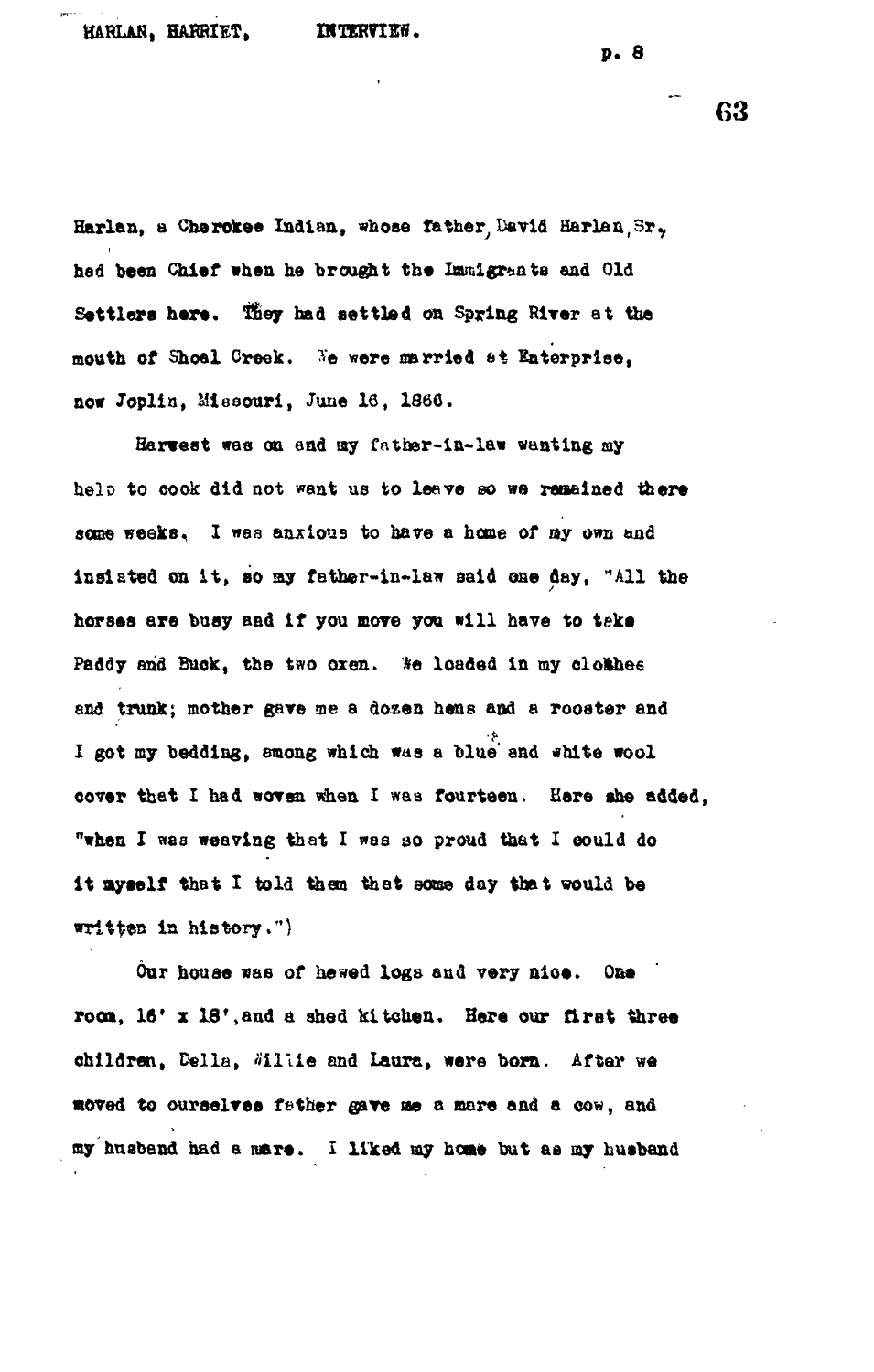Harlan, a Cherokee Indian, whose father, David Harlan, Sr., had been Chief when he brought the Immigrants and Old Settlers here. They had settled on Spring River at the mouth of Shoal Creek. We were married at Enterprise, now Joplin, Missouri, June 16, 1866.

Harvest was on and my father-in-law wanting my help to cook did not want us to leave so we remained there some weeks. I was anxious to have a home of my own and insisted on it, so my father-in-law said one day, "All the horses are busy and if you move you will have to take Paddy and Buck, the two oxen. We loaded in my clothes and trunk; mother gave me a dozen hens and a rooster and I got my bedding, among which was a blue and white wool cover that I had woven when I was fourteen. Here she added, "when I was weaving that I was so proud that I could do it myself that I told them that some day that would be written in history.")

Our house was of hewed logs and very nice. One room, 16' x 18', and a shed kitchen. Here our first three children, Della, Willie and Laura, were born. After we moved to ourselves father gave me a mare and a cow, and my husband had a mare. I liked my home but as my husband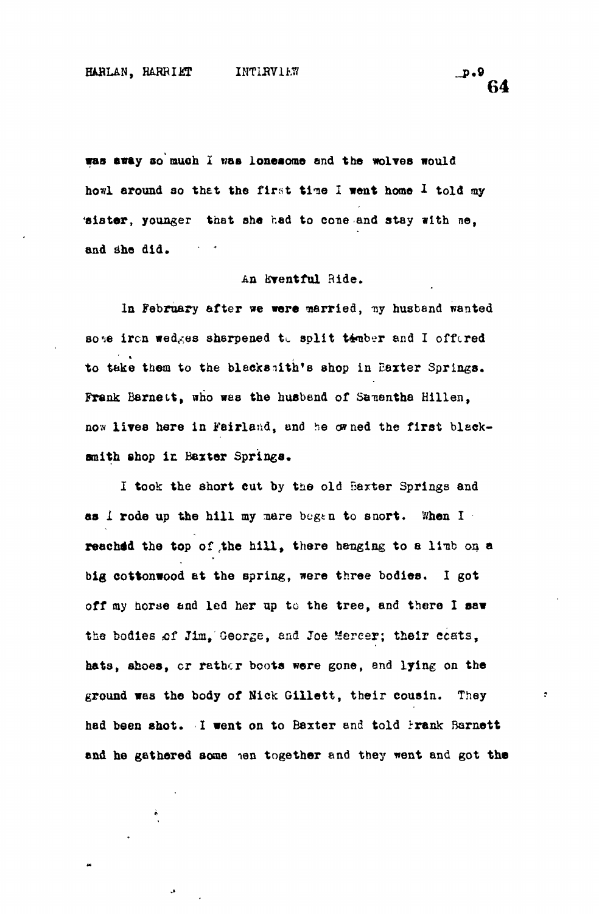was away so much I was lonesome and the wolves would howl around so that the first time I went home I told my sister, younger that she had to come and stay with me, and she did.

## An Eventful Ride.

In February after we were married, my husband wanted some iron wedges sharpened to split timber and I offered to take them to the blacksmith's shop in Baxter Springs. Frank Barnett, who was the husband of Samantha Hillen, now lives here in Fairland, and he owned the first blacksmith shop in Baxter Springs.

I took the short cut by the old Baxter Springs and as I rode up the hill my mare began to snort. When I reached the top of the hill, there hanging to a limb on a big cottonwood at the spring, were three bodies. I got off my horse and led her up to the tree, and there I saw the bodies of Jim, George, and Joe Mercer; their coats, hats, shoes, or rather boots were gone, and lying on the ground was the body of Nick Gillett, their cousin. They had been shot. I went on to Baxter and told Frank Barnett and he gathered some men together and they went and got the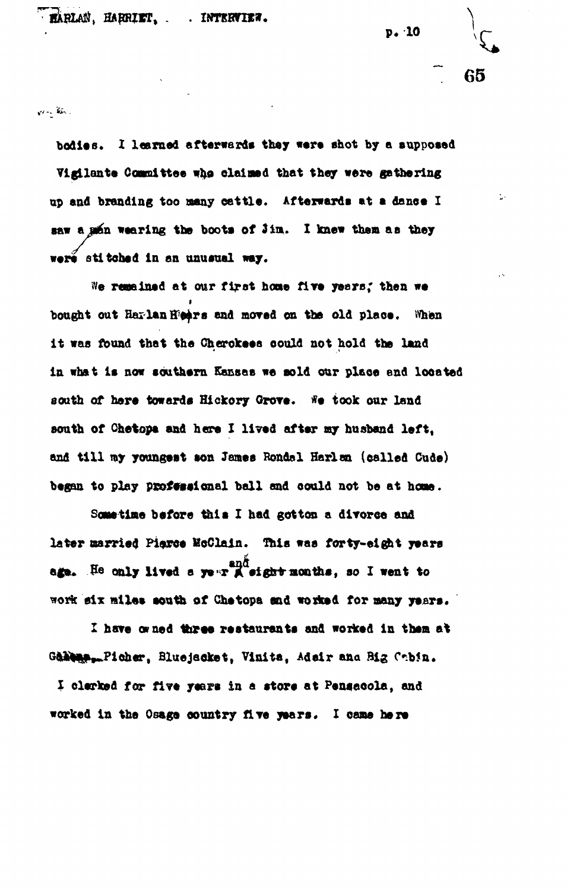bodies. I learned afterwards they were shot by a supposed Vigilante Committee who claimed that they were gathering up and branding too many cattle. Afterwards at a dance I saw a man wearing the boots of Jim. I knew them as they were stitched in an unusual way.

We remained at our first home five years; then we bought out Harlan Heirs and moved on the old place. When it was found that the Cherokees could not hold the land in what is now southern Kansas we sold our place and located south of here towards Hickory Grove. We took our land south of Chetopa and here I lived after my husband left, and till my youngest son James Rondal Harlan (called Cude) began to play professional ball and could not be at home.

Sometime before this I had gotton a divorce and later married Pierce McClain. This was forty-eight years ago. He only lived a year and eight months, so I went to work six miles south of Chetopa and worked for many years.

I have owned three restaurants and worked in them at Galena, Picher, Bluejacket, Vinita, Adair and Big Cabin. I clerked for five years in a store at Pensacola, and worked in the Osage country five years. I came here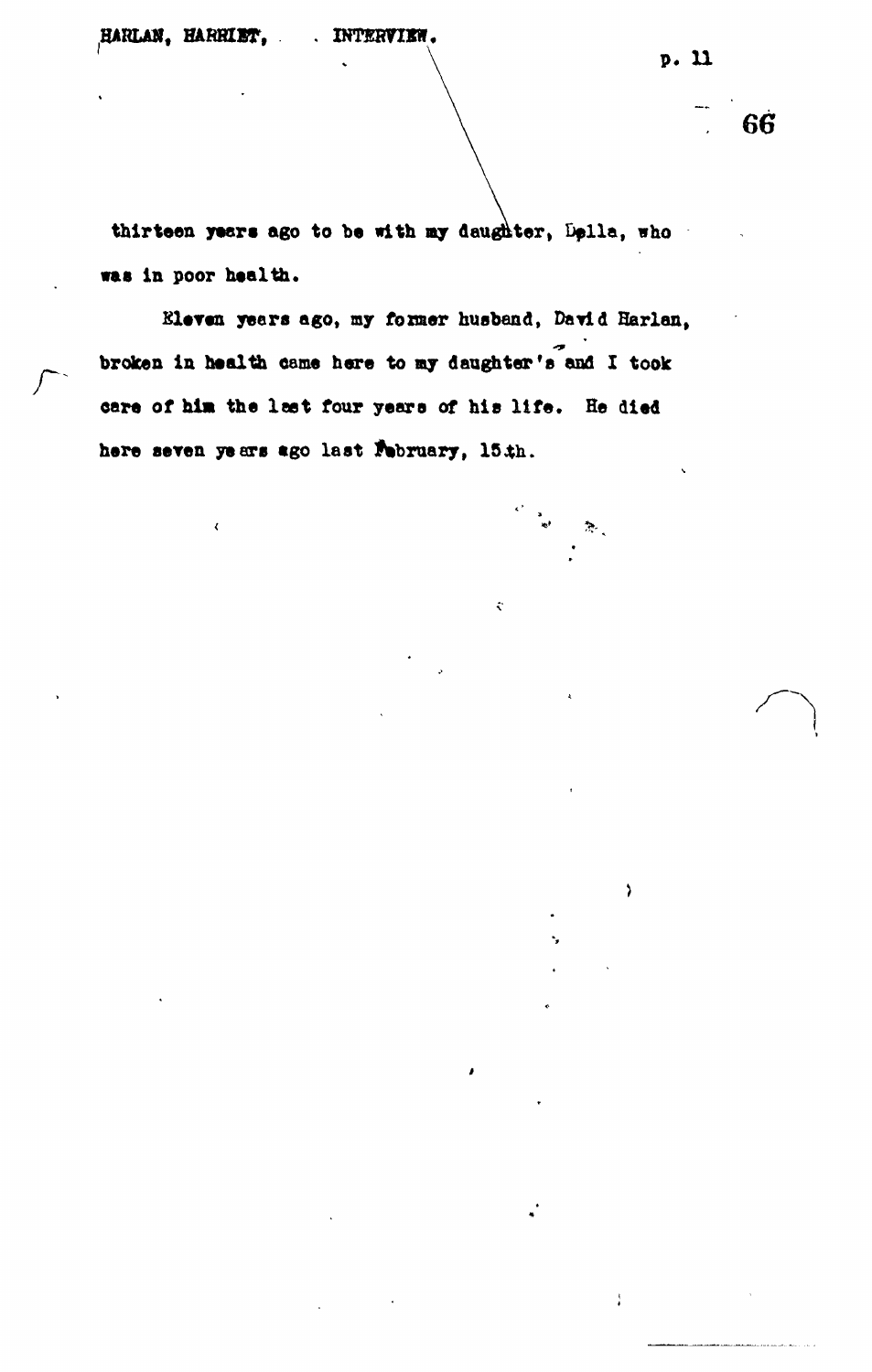thirteen years ago to be with my daughter, Della, who was in poor health.

Eleven years ago, my former husband, David Harlan, broken in health came here to my daughter's and I took care of him the last four years of his life. He died here seven years ago last February, 15th.